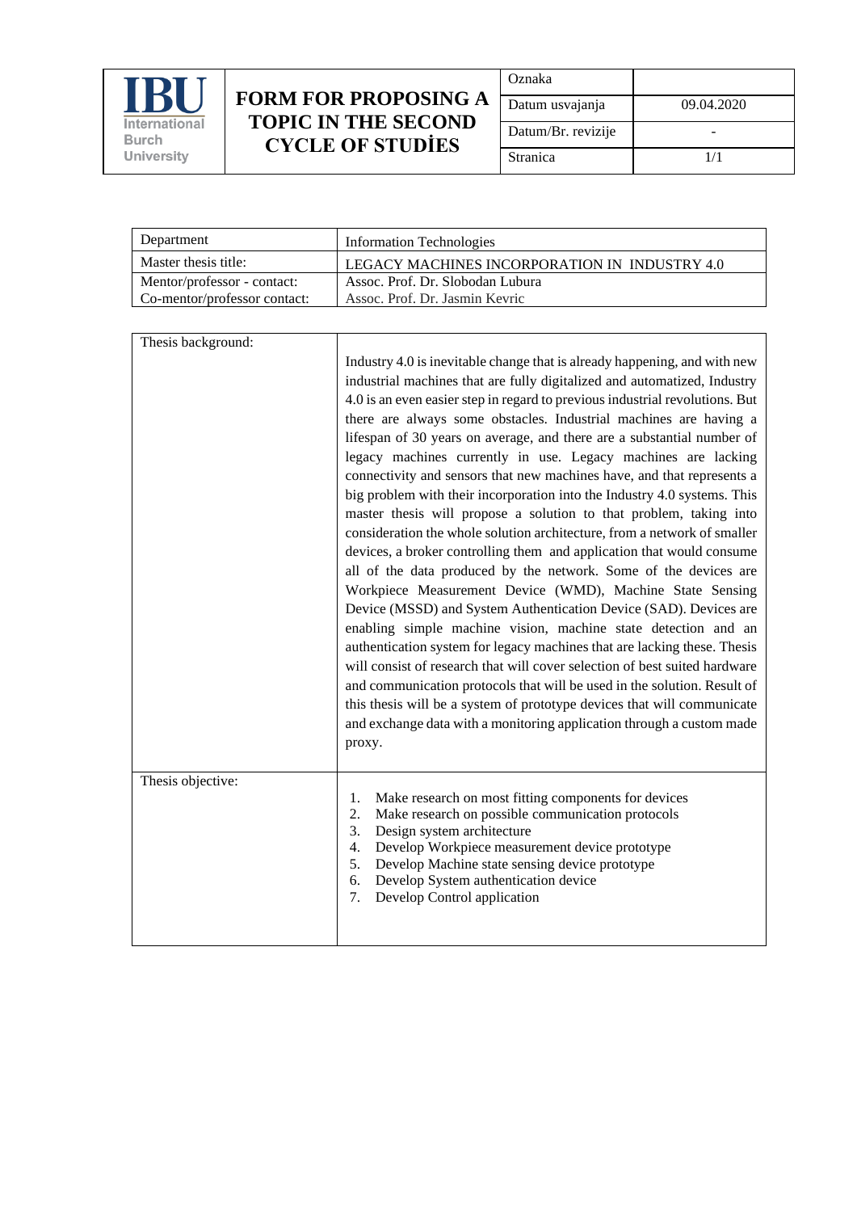| IBU International Burch University | FORM FOR PROPOSING A TOPIC IN THE SECOND CYCLE OF STUDİES | Oznaka | |
|---|---|---|---|
| | | Datum usvajanja | 09.04.2020 |
| | | Datum/Br. revizije | - |
| | | Stranica | 1/1 |

| Department | Information Technologies |
|---|---|
| Master thesis title: | LEGACY MACHINES INCORPORATION IN INDUSTRY 4.0 |
| Mentor/professor - contact: | Assoc. Prof. Dr. Slobodan Lubura |
| Co-mentor/professor contact: | Assoc. Prof. Dr. Jasmin Kevric |

| Thesis background: | Industry 4.0 is inevitable change that is already happening, and with new industrial machines that are fully digitalized and automatized, Industry 4.0 is an even easier step in regard to previous industrial revolutions. But there are always some obstacles. Industrial machines are having a lifespan of 30 years on average, and there are a substantial number of legacy machines currently in use. Legacy machines are lacking connectivity and sensors that new machines have, and that represents a big problem with their incorporation into the Industry 4.0 systems. This master thesis will propose a solution to that problem, taking into consideration the whole solution architecture, from a network of smaller devices, a broker controlling them and application that would consume all of the data produced by the network. Some of the devices are Workpiece Measurement Device (WMD), Machine State Sensing Device (MSSD) and System Authentication Device (SAD). Devices are enabling simple machine vision, machine state detection and an authentication system for legacy machines that are lacking these. Thesis will consist of research that will cover selection of best suited hardware and communication protocols that will be used in the solution. Result of this thesis will be a system of prototype devices that will communicate and exchange data with a monitoring application through a custom made proxy. |
|---|---|
| Thesis objective: | 1. Make research on most fitting components for devices<br>2. Make research on possible communication protocols<br>3. Design system architecture<br>4. Develop Workpiece measurement device prototype<br>5. Develop Machine state sensing device prototype<br>6. Develop System authentication device<br>7. Develop Control application |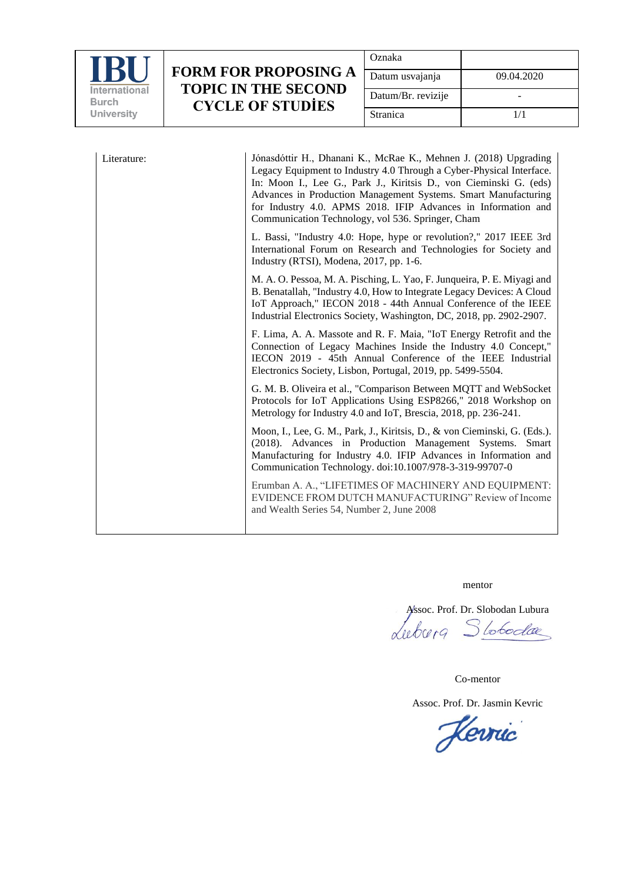| | |
|---|---|
| Literature: | Jónasdóttir H., Dhanani K., McRae K., Mehnen J. (2018) Upgrading Legacy Equipment to Industry 4.0 Through a Cyber-Physical Interface. In: Moon I., Lee G., Park J., Kiritsis D., von Cieminski G. (eds) Advances in Production Management Systems. Smart Manufacturing for Industry 4.0. APMS 2018. IFIP Advances in Information and Communication Technology, vol 536. Springer, Cham<br><br>L. Bassi, "Industry 4.0: Hope, hype or revolution?," 2017 IEEE 3rd International Forum on Research and Technologies for Society and Industry (RTSI), Modena, 2017, pp. 1-6.<br><br>M. A. O. Pessoa, M. A. Pisching, L. Yao, F. Junqueira, P. E. Miyagi and B. Benatallah, "Industry 4.0, How to Integrate Legacy Devices: A Cloud IoT Approach," IECON 2018 - 44th Annual Conference of the IEEE Industrial Electronics Society, Washington, DC, 2018, pp. 2902-2907.<br><br>F. Lima, A. A. Massote and R. F. Maia, "IoT Energy Retrofit and the Connection of Legacy Machines Inside the Industry 4.0 Concept," IECON 2019 - 45th Annual Conference of the IEEE Industrial Electronics Society, Lisbon, Portugal, 2019, pp. 5499-5504.<br><br>G. M. B. Oliveira et al., "Comparison Between MQTT and WebSocket Protocols for IoT Applications Using ESP8266," 2018 Workshop on Metrology for Industry 4.0 and IoT, Brescia, 2018, pp. 236-241.<br><br>Moon, I., Lee, G. M., Park, J., Kiritsis, D., & von Cieminski, G. (Eds.). (2018). Advances in Production Management Systems. Smart Manufacturing for Industry 4.0. IFIP Advances in Information and Communication Technology. doi:10.1007/978-3-319-99707-0<br><br>Erumban A. A., "LIFETIMES OF MACHINERY AND EQUIPMENT: EVIDENCE FROM DUTCH MANUFACTURING" Review of Income and Wealth Series 54, Number 2, June 2008 |

mentor

Assoc. Prof. Dr. Slobodan Lubura

Co-mentor

Assoc. Prof. Dr. Jasmin Kevric